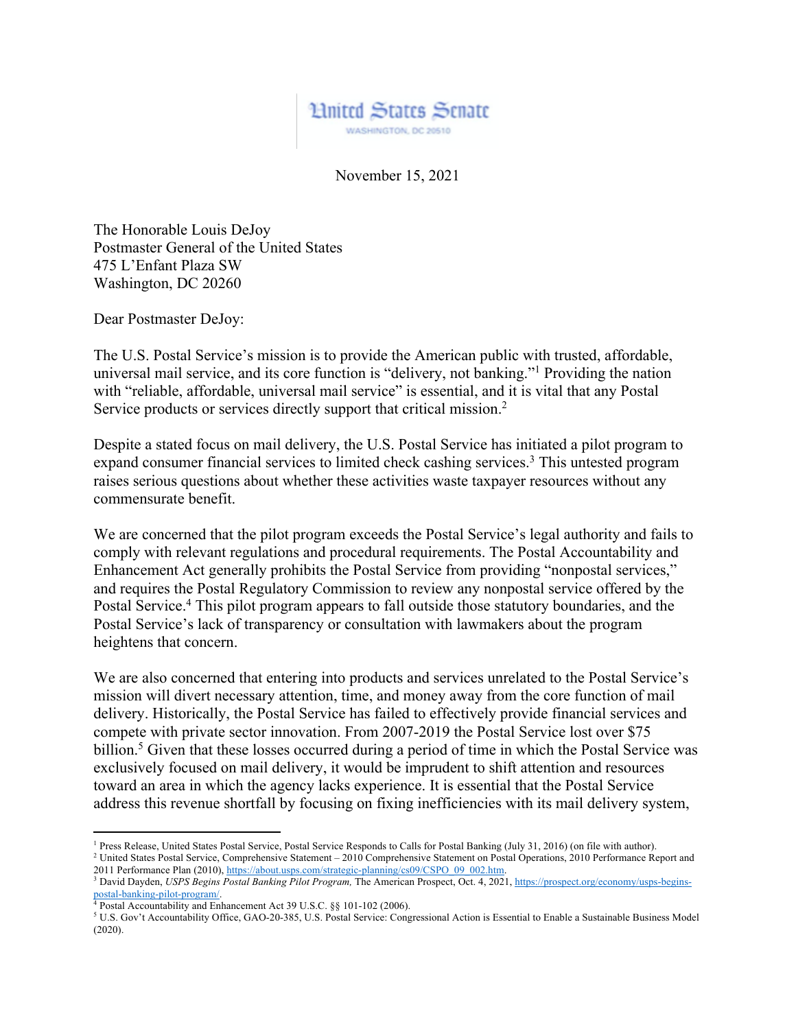United States Senate

WASHINGTON, DC 20510

November 15, 2021

The Honorable Louis DeJoy
Postmaster General of the United States
475 L'Enfant Plaza SW
Washington, DC 20260

Dear Postmaster DeJoy:

The U.S. Postal Service's mission is to provide the American public with trusted, affordable, universal mail service, and its core function is "delivery, not banking."[1] Providing the nation with "reliable, affordable, universal mail service" is essential, and it is vital that any Postal Service products or services directly support that critical mission.[2]

Despite a stated focus on mail delivery, the U.S. Postal Service has initiated a pilot program to expand consumer financial services to limited check cashing services.[3] This untested program raises serious questions about whether these activities waste taxpayer resources without any commensurate benefit.

We are concerned that the pilot program exceeds the Postal Service's legal authority and fails to comply with relevant regulations and procedural requirements. The Postal Accountability and Enhancement Act generally prohibits the Postal Service from providing "nonpostal services," and requires the Postal Regulatory Commission to review any nonpostal service offered by the Postal Service.[4] This pilot program appears to fall outside those statutory boundaries, and the Postal Service's lack of transparency or consultation with lawmakers about the program heightens that concern.

We are also concerned that entering into products and services unrelated to the Postal Service's mission will divert necessary attention, time, and money away from the core function of mail delivery. Historically, the Postal Service has failed to effectively provide financial services and compete with private sector innovation. From 2007-2019 the Postal Service lost over $75 billion.[5] Given that these losses occurred during a period of time in which the Postal Service was exclusively focused on mail delivery, it would be imprudent to shift attention and resources toward an area in which the agency lacks experience. It is essential that the Postal Service address this revenue shortfall by focusing on fixing inefficiencies with its mail delivery system,

---

[1] Press Release, United States Postal Service, Postal Service Responds to Calls for Postal Banking (July 31, 2016) (on file with author).

[2] United States Postal Service, Comprehensive Statement – 2010 Comprehensive Statement on Postal Operations, 2010 Performance Report and 2011 Performance Plan (2010), https://about.usps.com/strategic-planning/cs09/CSPO_09_002.htm.

[3] David Dayden, *USPS Begins Postal Banking Pilot Program,* The American Prospect, Oct. 4, 2021, https://prospect.org/economy/usps-begins-postal-banking-pilot-program/.

[4] Postal Accountability and Enhancement Act 39 U.S.C. §§ 101-102 (2006).

[5] U.S. Gov't Accountability Office, GAO-20-385, U.S. Postal Service: Congressional Action is Essential to Enable a Sustainable Business Model (2020).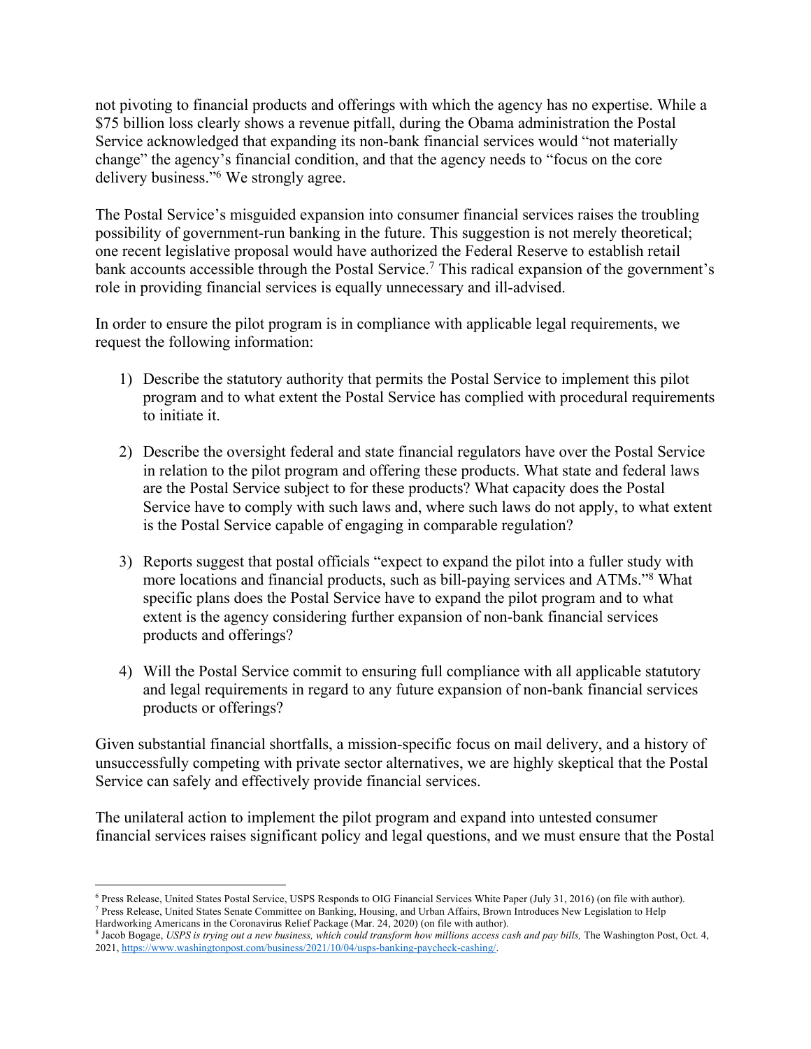not pivoting to financial products and offerings with which the agency has no expertise. While a $75 billion loss clearly shows a revenue pitfall, during the Obama administration the Postal Service acknowledged that expanding its non-bank financial services would "not materially change" the agency's financial condition, and that the agency needs to "focus on the core delivery business."[6] We strongly agree.

The Postal Service's misguided expansion into consumer financial services raises the troubling possibility of government-run banking in the future. This suggestion is not merely theoretical; one recent legislative proposal would have authorized the Federal Reserve to establish retail bank accounts accessible through the Postal Service.[7] This radical expansion of the government's role in providing financial services is equally unnecessary and ill-advised.

In order to ensure the pilot program is in compliance with applicable legal requirements, we request the following information:

1) Describe the statutory authority that permits the Postal Service to implement this pilot program and to what extent the Postal Service has complied with procedural requirements to initiate it.

2) Describe the oversight federal and state financial regulators have over the Postal Service in relation to the pilot program and offering these products. What state and federal laws are the Postal Service subject to for these products? What capacity does the Postal Service have to comply with such laws and, where such laws do not apply, to what extent is the Postal Service capable of engaging in comparable regulation?

3) Reports suggest that postal officials "expect to expand the pilot into a fuller study with more locations and financial products, such as bill-paying services and ATMs."[8] What specific plans does the Postal Service have to expand the pilot program and to what extent is the agency considering further expansion of non-bank financial services products and offerings?

4) Will the Postal Service commit to ensuring full compliance with all applicable statutory and legal requirements in regard to any future expansion of non-bank financial services products or offerings?

Given substantial financial shortfalls, a mission-specific focus on mail delivery, and a history of unsuccessfully competing with private sector alternatives, we are highly skeptical that the Postal Service can safely and effectively provide financial services.

The unilateral action to implement the pilot program and expand into untested consumer financial services raises significant policy and legal questions, and we must ensure that the Postal

---

[6] Press Release, United States Postal Service, USPS Responds to OIG Financial Services White Paper (July 31, 2016) (on file with author).

[7] Press Release, United States Senate Committee on Banking, Housing, and Urban Affairs, Brown Introduces New Legislation to Help Hardworking Americans in the Coronavirus Relief Package (Mar. 24, 2020) (on file with author).

[8] Jacob Bogage, *USPS is trying out a new business, which could transform how millions access cash and pay bills,* The Washington Post, Oct. 4, 2021, https://www.washingtonpost.com/business/2021/10/04/usps-banking-paycheck-cashing/.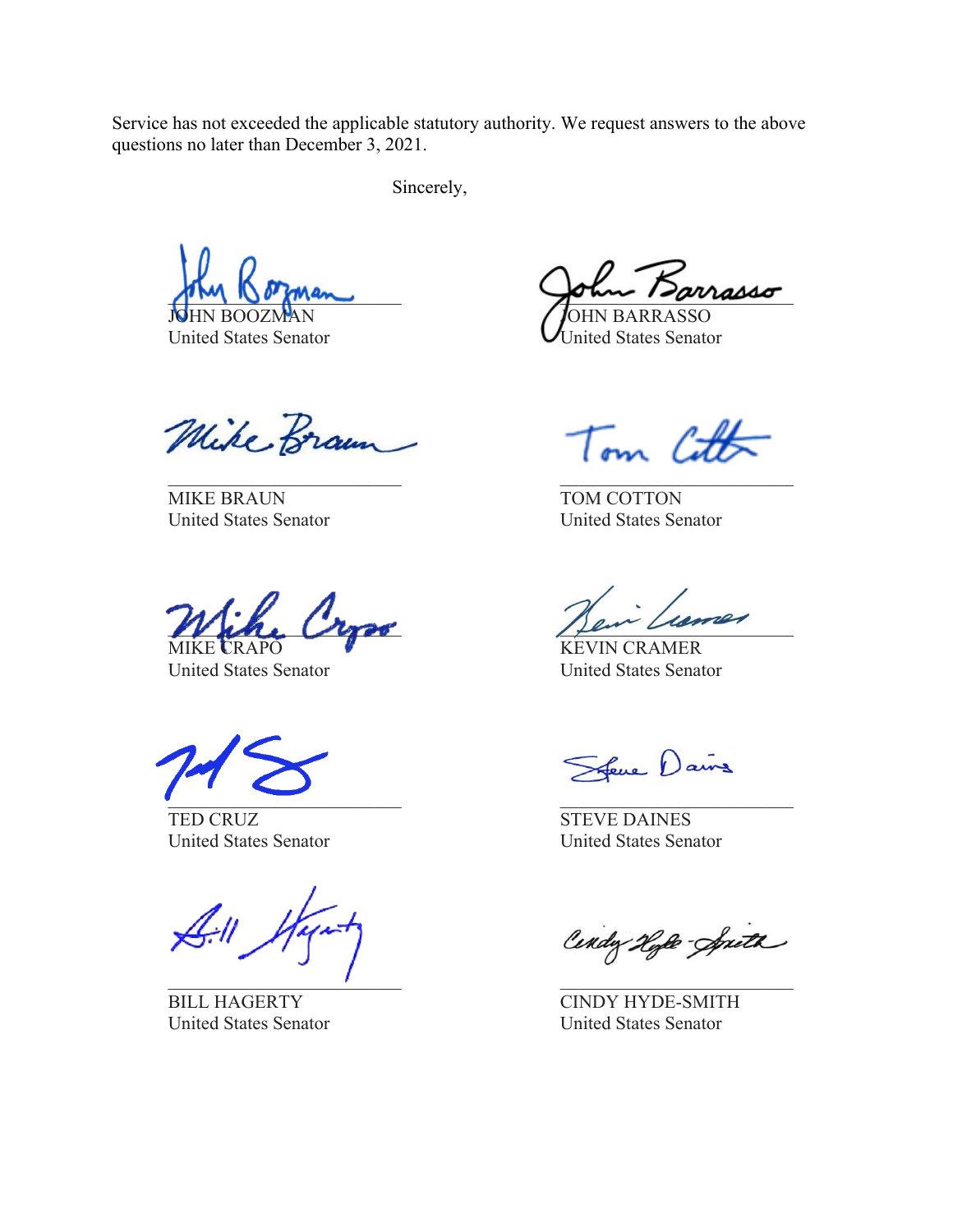Service has not exceeded the applicable statutory authority. We request answers to the above questions no later than December 3, 2021.

Sincerely,

JOHN BOOZMAN
United States Senator

JOHN BARRASSO
United States Senator

MIKE BRAUN
United States Senator

TOM COTTON
United States Senator

MIKE CRAPO
United States Senator

KEVIN CRAMER
United States Senator

TED CRUZ
United States Senator

STEVE DAINES
United States Senator

BILL HAGERTY
United States Senator

CINDY HYDE-SMITH
United States Senator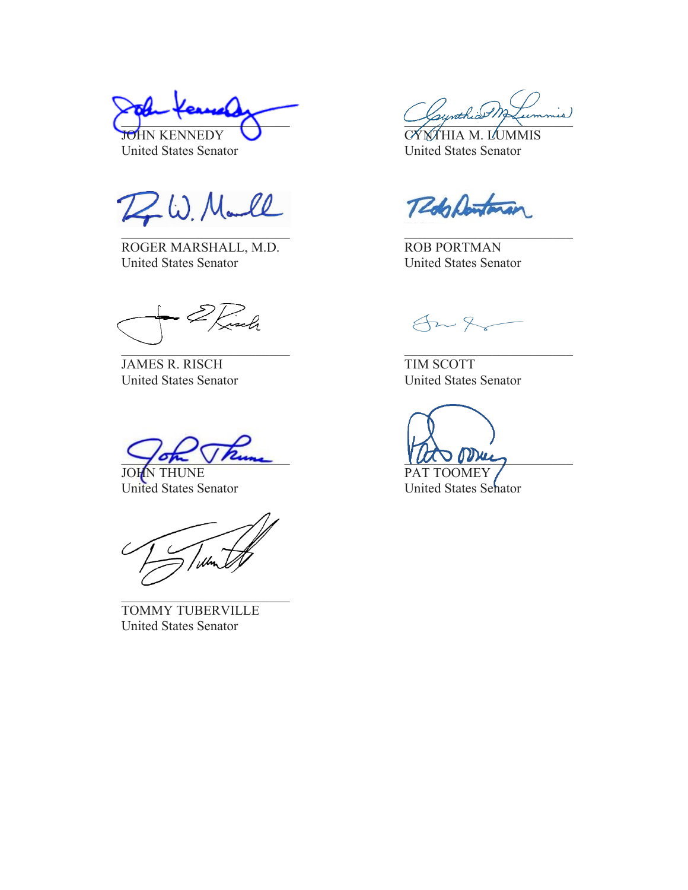JOHN KENNEDY
United States Senator

CYNTHIA M. LUMMIS
United States Senator

ROGER MARSHALL, M.D.
United States Senator

ROB PORTMAN
United States Senator

JAMES R. RISCH
United States Senator

TIM SCOTT
United States Senator

JOHN THUNE
United States Senator

PAT TOOMEY
United States Senator

TOMMY TUBERVILLE
United States Senator